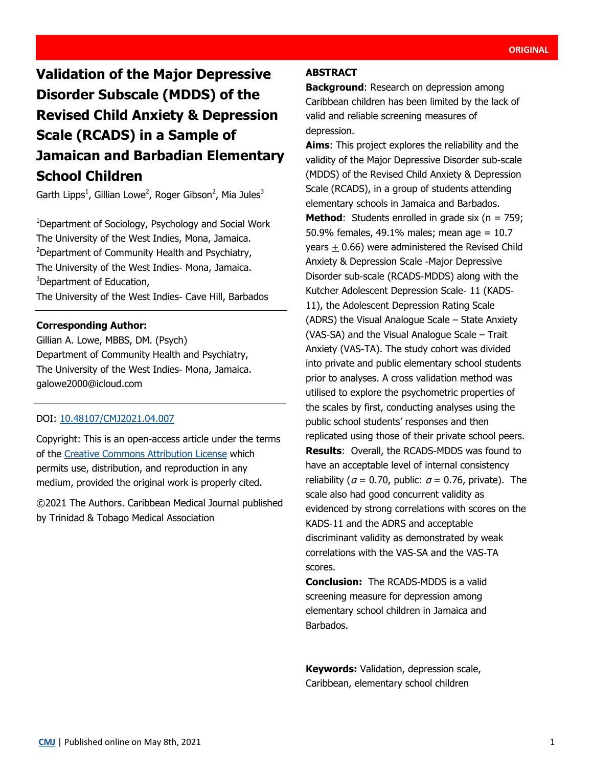ORIGINAL

# Validation of the Major Depressive Disorder Subscale (MDDS) of the Revised Child Anxiety & Depression Scale (RCADS) in a Sample of Jamaican and Barbadian Elementary School Children

Garth Lipps[1], Gillian Lowe[2], Roger Gibson[2], Mia Jules[3]

[1]Department of Sociology, Psychology and Social Work
The University of the West Indies, Mona, Jamaica.
[2]Department of Community Health and Psychiatry,
The University of the West Indies- Mona, Jamaica.
[3]Department of Education,
The University of the West Indies- Cave Hill, Barbados

**Corresponding Author:**
Gillian A. Lowe, MBBS, DM. (Psych)
Department of Community Health and Psychiatry,
The University of the West Indies- Mona, Jamaica.
galowe2000@icloud.com

DOI: 10.48107/CMJ2021.04.007

Copyright: This is an open-access article under the terms of the Creative Commons Attribution License which permits use, distribution, and reproduction in any medium, provided the original work is properly cited.

©2021 The Authors. Caribbean Medical Journal published by Trinidad & Tobago Medical Association

## ABSTRACT

**Background**: Research on depression among Caribbean children has been limited by the lack of valid and reliable screening measures of depression.

**Aims**: This project explores the reliability and the validity of the Major Depressive Disorder sub-scale (MDDS) of the Revised Child Anxiety & Depression Scale (RCADS), in a group of students attending elementary schools in Jamaica and Barbados.

**Method**: Students enrolled in grade six (n = 759; 50.9% females, 49.1% males; mean age = 10.7 years $\pm$ 0.66) were administered the Revised Child Anxiety & Depression Scale -Major Depressive Disorder sub-scale (RCADS-MDDS) along with the Kutcher Adolescent Depression Scale- 11 (KADS-11), the Adolescent Depression Rating Scale (ADRS) the Visual Analogue Scale – State Anxiety (VAS-SA) and the Visual Analogue Scale – Trait Anxiety (VAS-TA). The study cohort was divided into private and public elementary school students prior to analyses. A cross validation method was utilised to explore the psychometric properties of the scales by first, conducting analyses using the public school students' responses and then replicated using those of their private school peers.

**Results**: Overall, the RCADS-MDDS was found to have an acceptable level of internal consistency reliability ($\alpha$ = 0.70, public: $\alpha$ = 0.76, private). The scale also had good concurrent validity as evidenced by strong correlations with scores on the KADS-11 and the ADRS and acceptable discriminant validity as demonstrated by weak correlations with the VAS-SA and the VAS-TA scores.

**Conclusion:** The RCADS-MDDS is a valid screening measure for depression among elementary school children in Jamaica and Barbados.

**Keywords:** Validation, depression scale, Caribbean, elementary school children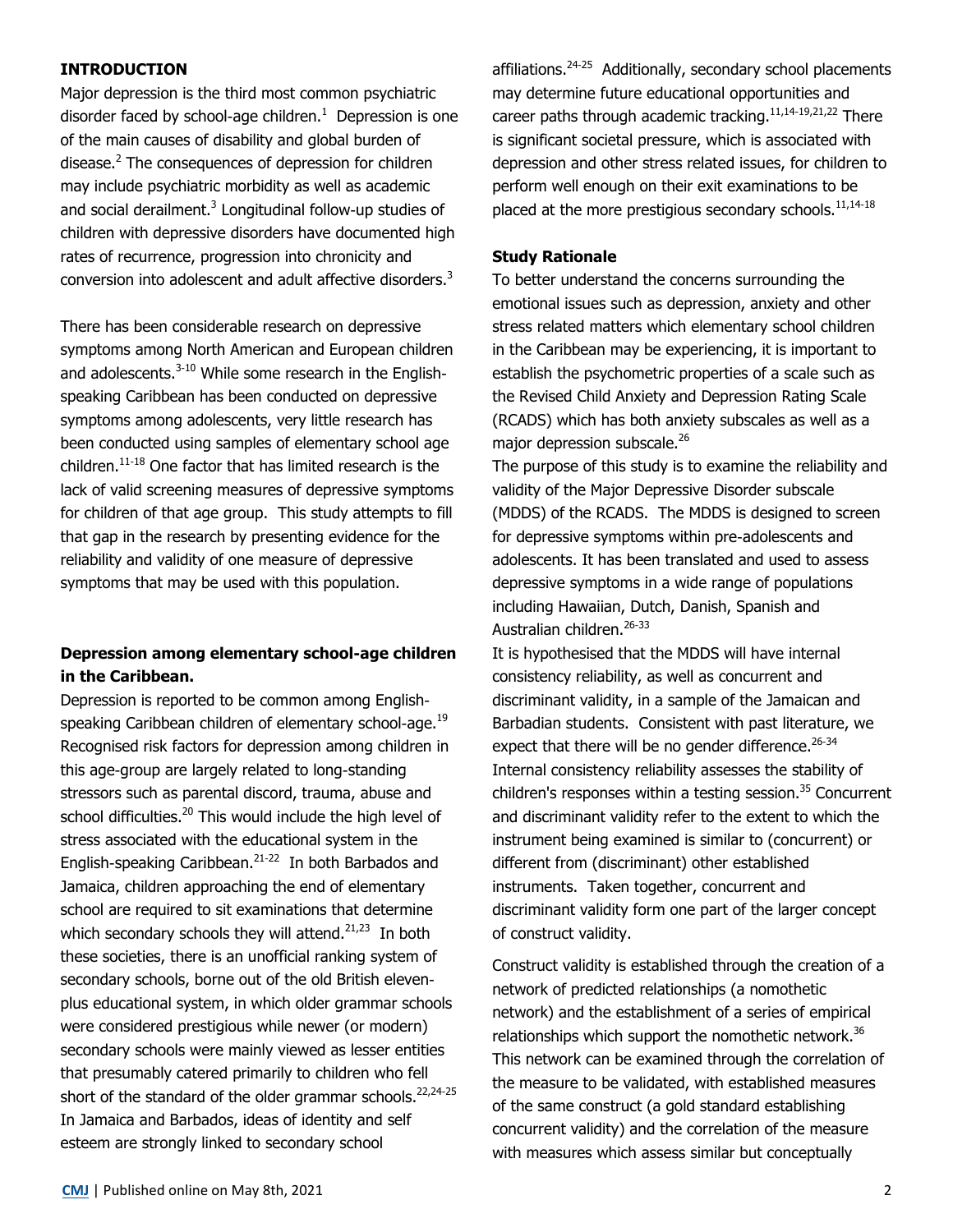## INTRODUCTION

Major depression is the third most common psychiatric disorder faced by school-age children.[1] Depression is one of the main causes of disability and global burden of disease.[2] The consequences of depression for children may include psychiatric morbidity as well as academic and social derailment.[3] Longitudinal follow-up studies of children with depressive disorders have documented high rates of recurrence, progression into chronicity and conversion into adolescent and adult affective disorders.[3]

There has been considerable research on depressive symptoms among North American and European children and adolescents.[3-10] While some research in the English-speaking Caribbean has been conducted on depressive symptoms among adolescents, very little research has been conducted using samples of elementary school age children.[11-18] One factor that has limited research is the lack of valid screening measures of depressive symptoms for children of that age group. This study attempts to fill that gap in the research by presenting evidence for the reliability and validity of one measure of depressive symptoms that may be used with this population.

### Depression among elementary school-age children in the Caribbean.

Depression is reported to be common among English-speaking Caribbean children of elementary school-age.[19] Recognised risk factors for depression among children in this age-group are largely related to long-standing stressors such as parental discord, trauma, abuse and school difficulties.[20] This would include the high level of stress associated with the educational system in the English-speaking Caribbean.[21-22] In both Barbados and Jamaica, children approaching the end of elementary school are required to sit examinations that determine which secondary schools they will attend.[21,23] In both these societies, there is an unofficial ranking system of secondary schools, borne out of the old British eleven-plus educational system, in which older grammar schools were considered prestigious while newer (or modern) secondary schools were mainly viewed as lesser entities that presumably catered primarily to children who fell short of the standard of the older grammar schools.[22,24-25] In Jamaica and Barbados, ideas of identity and self esteem are strongly linked to secondary school affiliations.[24-25] Additionally, secondary school placements may determine future educational opportunities and career paths through academic tracking.[11,14-19,21,22] There is significant societal pressure, which is associated with depression and other stress related issues, for children to perform well enough on their exit examinations to be placed at the more prestigious secondary schools.[11,14-18]

### Study Rationale

To better understand the concerns surrounding the emotional issues such as depression, anxiety and other stress related matters which elementary school children in the Caribbean may be experiencing, it is important to establish the psychometric properties of a scale such as the Revised Child Anxiety and Depression Rating Scale (RCADS) which has both anxiety subscales as well as a major depression subscale.[26]

The purpose of this study is to examine the reliability and validity of the Major Depressive Disorder subscale (MDDS) of the RCADS. The MDDS is designed to screen for depressive symptoms within pre-adolescents and adolescents. It has been translated and used to assess depressive symptoms in a wide range of populations including Hawaiian, Dutch, Danish, Spanish and Australian children.[26-33]

It is hypothesised that the MDDS will have internal consistency reliability, as well as concurrent and discriminant validity, in a sample of the Jamaican and Barbadian students. Consistent with past literature, we expect that there will be no gender difference.[26-34] Internal consistency reliability assesses the stability of children's responses within a testing session.[35] Concurrent and discriminant validity refer to the extent to which the instrument being examined is similar to (concurrent) or different from (discriminant) other established instruments. Taken together, concurrent and discriminant validity form one part of the larger concept of construct validity.

Construct validity is established through the creation of a network of predicted relationships (a nomothetic network) and the establishment of a series of empirical relationships which support the nomothetic network.[36] This network can be examined through the correlation of the measure to be validated, with established measures of the same construct (a gold standard establishing concurrent validity) and the correlation of the measure with measures which assess similar but conceptually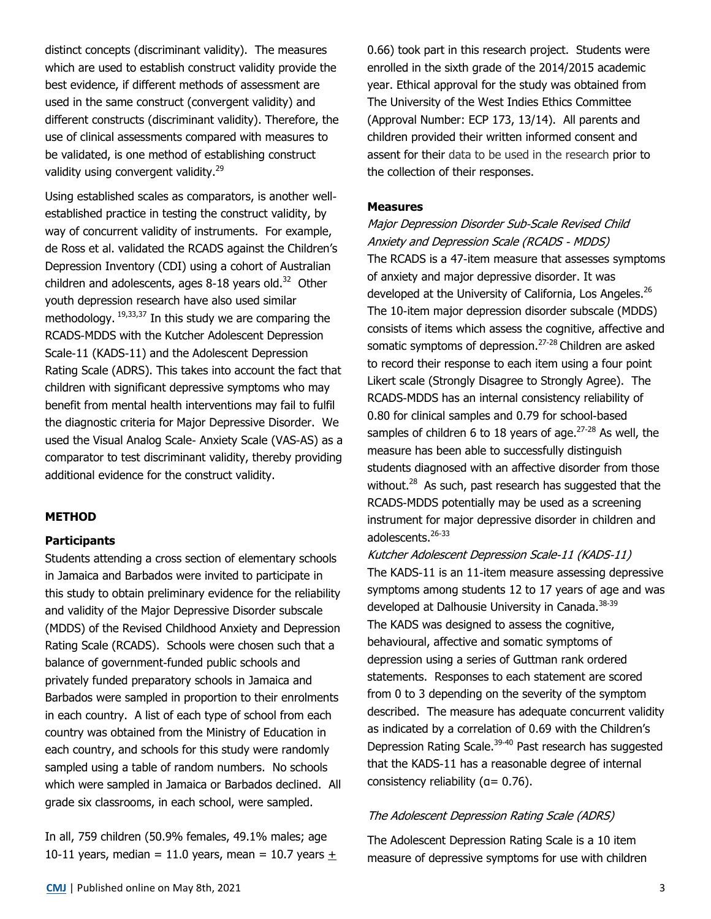distinct concepts (discriminant validity). The measures which are used to establish construct validity provide the best evidence, if different methods of assessment are used in the same construct (convergent validity) and different constructs (discriminant validity). Therefore, the use of clinical assessments compared with measures to be validated, is one method of establishing construct validity using convergent validity.[29]

Using established scales as comparators, is another well-established practice in testing the construct validity, by way of concurrent validity of instruments. For example, de Ross et al. validated the RCADS against the Children's Depression Inventory (CDI) using a cohort of Australian children and adolescents, ages 8-18 years old.[32] Other youth depression research have also used similar methodology.[19,33,37] In this study we are comparing the RCADS-MDDS with the Kutcher Adolescent Depression Scale-11 (KADS-11) and the Adolescent Depression Rating Scale (ADRS). This takes into account the fact that children with significant depressive symptoms who may benefit from mental health interventions may fail to fulfil the diagnostic criteria for Major Depressive Disorder. We used the Visual Analog Scale- Anxiety Scale (VAS-AS) as a comparator to test discriminant validity, thereby providing additional evidence for the construct validity.

## METHOD

### Participants

Students attending a cross section of elementary schools in Jamaica and Barbados were invited to participate in this study to obtain preliminary evidence for the reliability and validity of the Major Depressive Disorder subscale (MDDS) of the Revised Childhood Anxiety and Depression Rating Scale (RCADS). Schools were chosen such that a balance of government-funded public schools and privately funded preparatory schools in Jamaica and Barbados were sampled in proportion to their enrolments in each country. A list of each type of school from each country was obtained from the Ministry of Education in each country, and schools for this study were randomly sampled using a table of random numbers. No schools which were sampled in Jamaica or Barbados declined. All grade six classrooms, in each school, were sampled.

In all, 759 children (50.9% females, 49.1% males; age 10-11 years, median = 11.0 years, mean = 10.7 years ± 0.66) took part in this research project. Students were enrolled in the sixth grade of the 2014/2015 academic year. Ethical approval for the study was obtained from The University of the West Indies Ethics Committee (Approval Number: ECP 173, 13/14). All parents and children provided their written informed consent and assent for their data to be used in the research prior to the collection of their responses.

### Measures

*Major Depression Disorder Sub-Scale Revised Child Anxiety and Depression Scale (RCADS - MDDS)*

The RCADS is a 47-item measure that assesses symptoms of anxiety and major depressive disorder. It was developed at the University of California, Los Angeles.[26] The 10-item major depression disorder subscale (MDDS) consists of items which assess the cognitive, affective and somatic symptoms of depression.[27-28] Children are asked to record their response to each item using a four point Likert scale (Strongly Disagree to Strongly Agree). The RCADS-MDDS has an internal consistency reliability of 0.80 for clinical samples and 0.79 for school-based samples of children 6 to 18 years of age.[27-28] As well, the measure has been able to successfully distinguish students diagnosed with an affective disorder from those without.[28] As such, past research has suggested that the RCADS-MDDS potentially may be used as a screening instrument for major depressive disorder in children and adolescents.[26-33]

*Kutcher Adolescent Depression Scale-11 (KADS-11)*

The KADS-11 is an 11-item measure assessing depressive symptoms among students 12 to 17 years of age and was developed at Dalhousie University in Canada.[38-39] The KADS was designed to assess the cognitive, behavioural, affective and somatic symptoms of depression using a series of Guttman rank ordered statements. Responses to each statement are scored from 0 to 3 depending on the severity of the symptom described. The measure has adequate concurrent validity as indicated by a correlation of 0.69 with the Children's Depression Rating Scale.[39-40] Past research has suggested that the KADS-11 has a reasonable degree of internal consistency reliability ($\alpha$ = 0.76).

*The Adolescent Depression Rating Scale (ADRS)*

The Adolescent Depression Rating Scale is a 10 item measure of depressive symptoms for use with children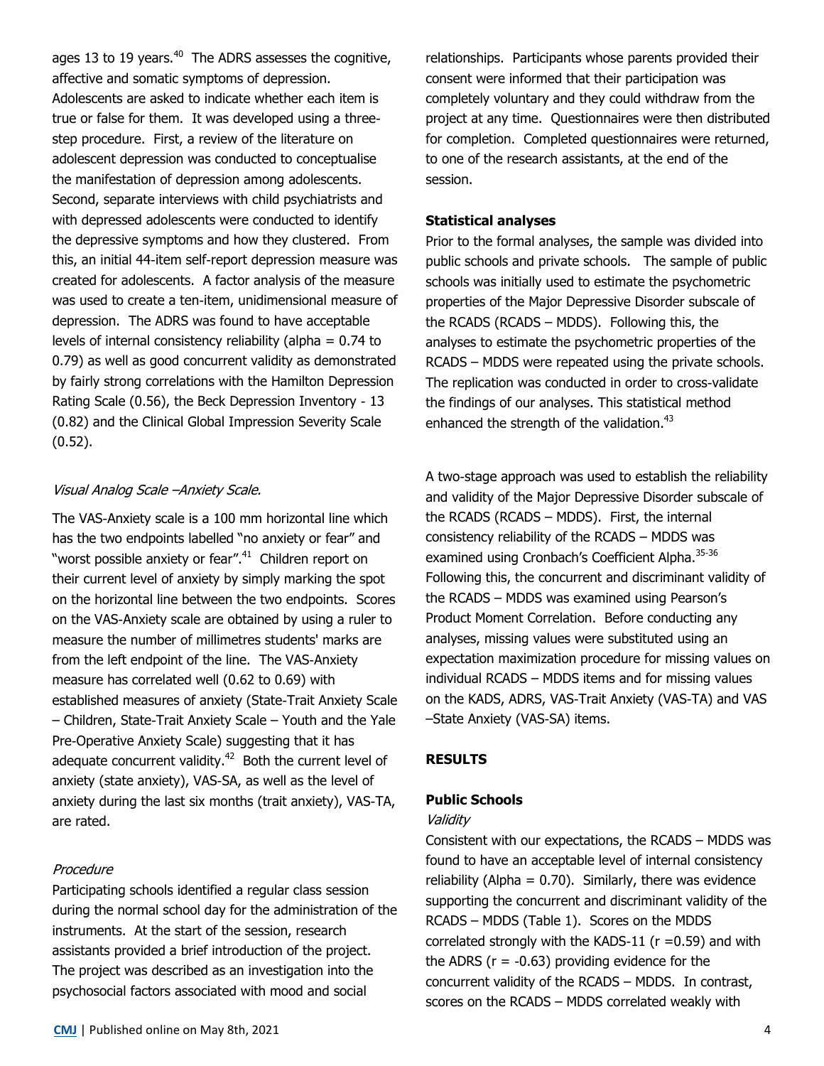ages 13 to 19 years.[40] The ADRS assesses the cognitive, affective and somatic symptoms of depression. Adolescents are asked to indicate whether each item is true or false for them. It was developed using a three-step procedure. First, a review of the literature on adolescent depression was conducted to conceptualise the manifestation of depression among adolescents. Second, separate interviews with child psychiatrists and with depressed adolescents were conducted to identify the depressive symptoms and how they clustered. From this, an initial 44-item self-report depression measure was created for adolescents. A factor analysis of the measure was used to create a ten-item, unidimensional measure of depression. The ADRS was found to have acceptable levels of internal consistency reliability (alpha = 0.74 to 0.79) as well as good concurrent validity as demonstrated by fairly strong correlations with the Hamilton Depression Rating Scale (0.56), the Beck Depression Inventory - 13 (0.82) and the Clinical Global Impression Severity Scale (0.52).

*Visual Analog Scale –Anxiety Scale.*

The VAS-Anxiety scale is a 100 mm horizontal line which has the two endpoints labelled "no anxiety or fear" and "worst possible anxiety or fear".[41] Children report on their current level of anxiety by simply marking the spot on the horizontal line between the two endpoints. Scores on the VAS-Anxiety scale are obtained by using a ruler to measure the number of millimetres students' marks are from the left endpoint of the line. The VAS-Anxiety measure has correlated well (0.62 to 0.69) with established measures of anxiety (State-Trait Anxiety Scale – Children, State-Trait Anxiety Scale – Youth and the Yale Pre-Operative Anxiety Scale) suggesting that it has adequate concurrent validity.[42] Both the current level of anxiety (state anxiety), VAS-SA, as well as the level of anxiety during the last six months (trait anxiety), VAS-TA, are rated.

*Procedure*

Participating schools identified a regular class session during the normal school day for the administration of the instruments. At the start of the session, research assistants provided a brief introduction of the project. The project was described as an investigation into the psychosocial factors associated with mood and social relationships. Participants whose parents provided their consent were informed that their participation was completely voluntary and they could withdraw from the project at any time. Questionnaires were then distributed for completion. Completed questionnaires were returned, to one of the research assistants, at the end of the session.

**Statistical analyses**

Prior to the formal analyses, the sample was divided into public schools and private schools. The sample of public schools was initially used to estimate the psychometric properties of the Major Depressive Disorder subscale of the RCADS (RCADS – MDDS). Following this, the analyses to estimate the psychometric properties of the RCADS – MDDS were repeated using the private schools. The replication was conducted in order to cross-validate the findings of our analyses. This statistical method enhanced the strength of the validation.[43]

A two-stage approach was used to establish the reliability and validity of the Major Depressive Disorder subscale of the RCADS (RCADS – MDDS). First, the internal consistency reliability of the RCADS – MDDS was examined using Cronbach's Coefficient Alpha.[35-36] Following this, the concurrent and discriminant validity of the RCADS – MDDS was examined using Pearson's Product Moment Correlation. Before conducting any analyses, missing values were substituted using an expectation maximization procedure for missing values on individual RCADS – MDDS items and for missing values on the KADS, ADRS, VAS-Trait Anxiety (VAS-TA) and VAS –State Anxiety (VAS-SA) items.

## RESULTS

### Public Schools

*Validity*

Consistent with our expectations, the RCADS – MDDS was found to have an acceptable level of internal consistency reliability (Alpha = 0.70). Similarly, there was evidence supporting the concurrent and discriminant validity of the RCADS – MDDS (Table 1). Scores on the MDDS correlated strongly with the KADS-11 ($r = 0.59$) and with the ADRS ($r = -0.63$) providing evidence for the concurrent validity of the RCADS – MDDS. In contrast, scores on the RCADS – MDDS correlated weakly with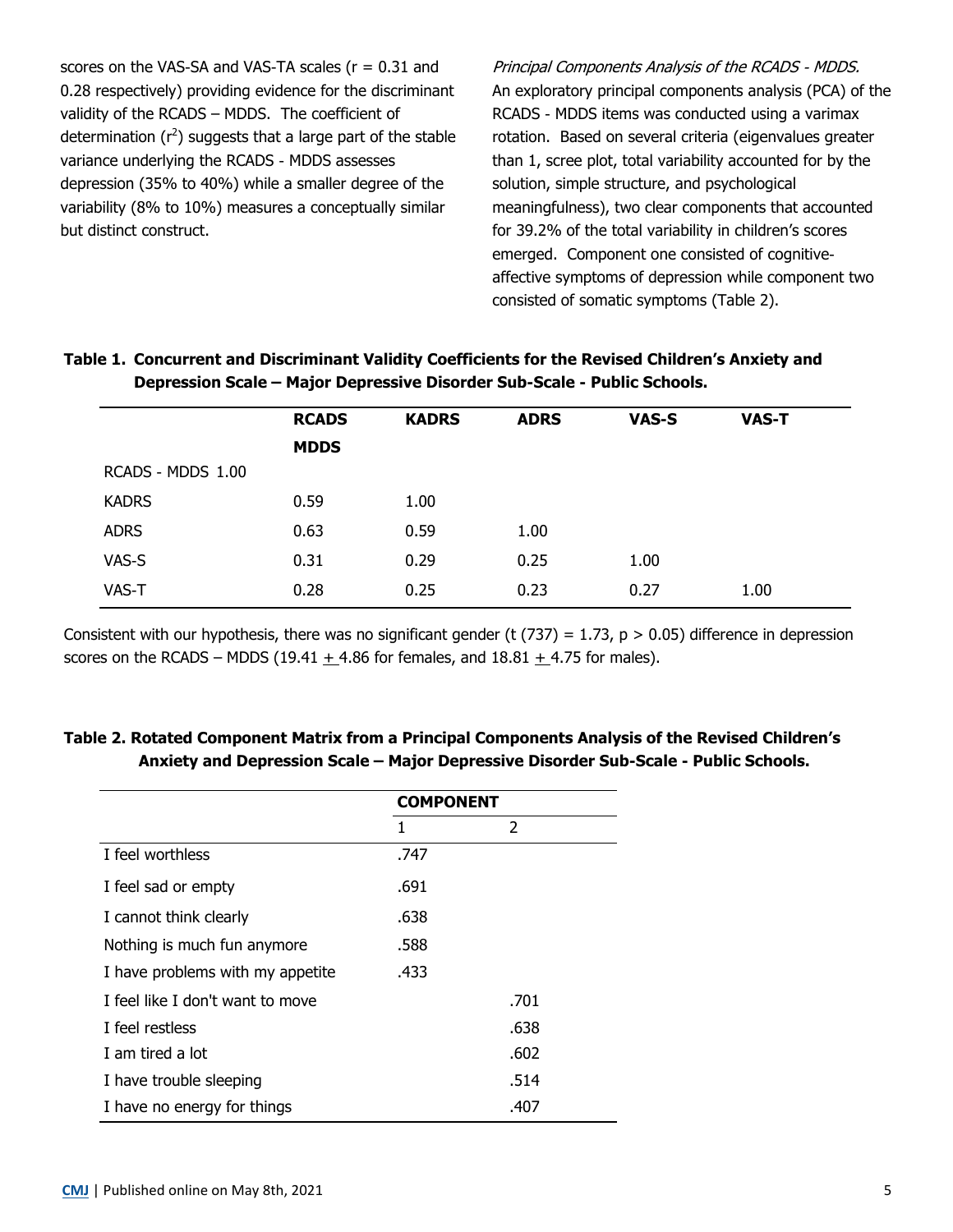scores on the VAS-SA and VAS-TA scales ($r = 0.31$ and 0.28 respectively) providing evidence for the discriminant validity of the RCADS – MDDS. The coefficient of determination ($r^2$) suggests that a large part of the stable variance underlying the RCADS - MDDS assesses depression (35% to 40%) while a smaller degree of the variability (8% to 10%) measures a conceptually similar but distinct construct.

*Principal Components Analysis of the RCADS - MDDS.* An exploratory principal components analysis (PCA) of the RCADS - MDDS items was conducted using a varimax rotation. Based on several criteria (eigenvalues greater than 1, scree plot, total variability accounted for by the solution, simple structure, and psychological meaningfulness), two clear components that accounted for 39.2% of the total variability in children's scores emerged. Component one consisted of cognitive-affective symptoms of depression while component two consisted of somatic symptoms (Table 2).

**Table 1. Concurrent and Discriminant Validity Coefficients for the Revised Children's Anxiety and Depression Scale – Major Depressive Disorder Sub-Scale - Public Schools.**

| | RCADS MDDS | KADRS | ADRS | VAS-S | VAS-T |
|---|---|---|---|---|---|
| RCADS - MDDS | 1.00 | | | | |
| KADRS | 0.59 | 1.00 | | | |
| ADRS | 0.63 | 0.59 | 1.00 | | |
| VAS-S | 0.31 | 0.29 | 0.25 | 1.00 | |
| VAS-T | 0.28 | 0.25 | 0.23 | 0.27 | 1.00 |

Consistent with our hypothesis, there was no significant gender ($t(737) = 1.73$, $p > 0.05$) difference in depression scores on the RCADS – MDDS ($19.41 \pm 4.86$ for females, and $18.81 \pm 4.75$ for males).

**Table 2. Rotated Component Matrix from a Principal Components Analysis of the Revised Children's Anxiety and Depression Scale – Major Depressive Disorder Sub-Scale - Public Schools.**

| | COMPONENT | |
|---|---|---|
| | 1 | 2 |
| I feel worthless | .747 | |
| I feel sad or empty | .691 | |
| I cannot think clearly | .638 | |
| Nothing is much fun anymore | .588 | |
| I have problems with my appetite | .433 | |
| I feel like I don't want to move | | .701 |
| I feel restless | | .638 |
| I am tired a lot | | .602 |
| I have trouble sleeping | | .514 |
| I have no energy for things | | .407 |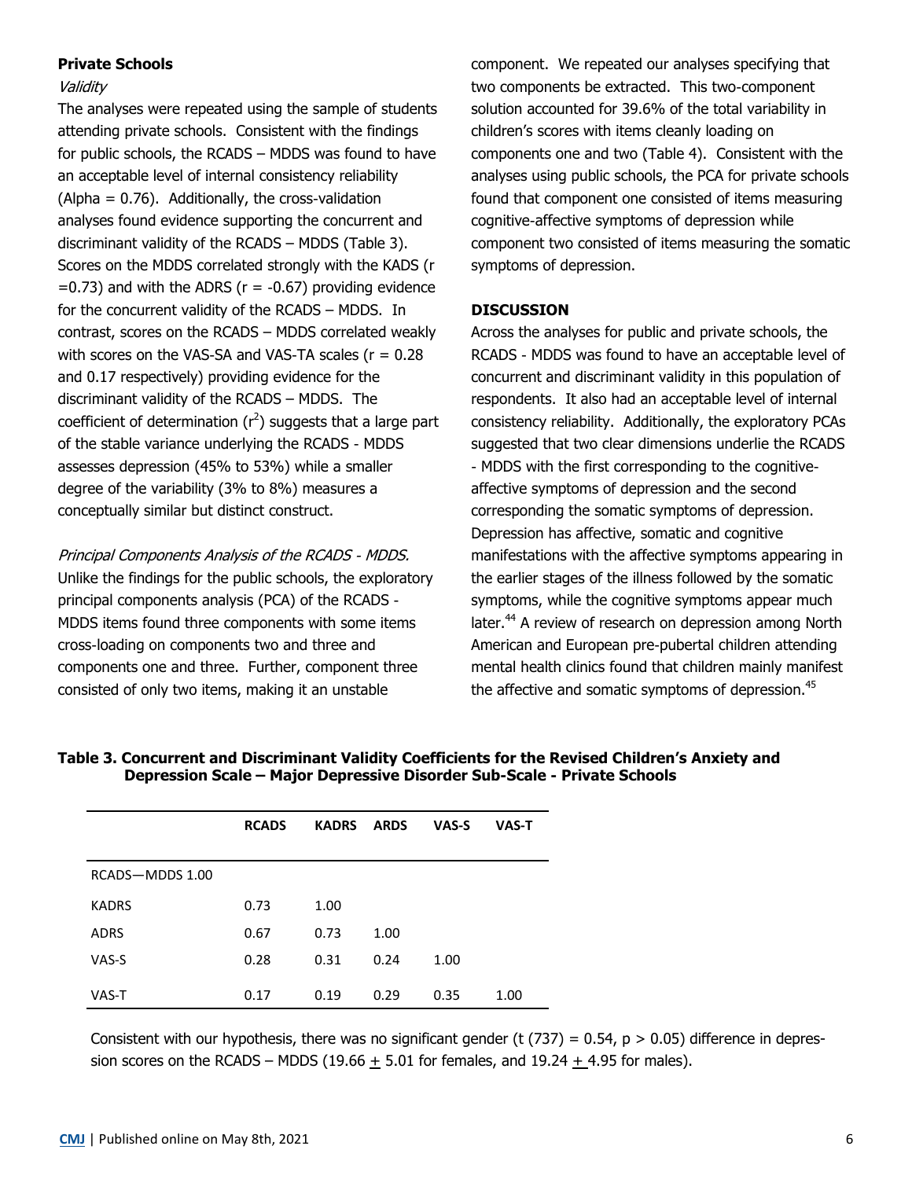**Private Schools**

*Validity*

The analyses were repeated using the sample of students attending private schools. Consistent with the findings for public schools, the RCADS – MDDS was found to have an acceptable level of internal consistency reliability (Alpha = 0.76). Additionally, the cross-validation analyses found evidence supporting the concurrent and discriminant validity of the RCADS – MDDS (Table 3). Scores on the MDDS correlated strongly with the KADS ($r = 0.73$) and with the ADRS ($r = -0.67$) providing evidence for the concurrent validity of the RCADS – MDDS. In contrast, scores on the RCADS – MDDS correlated weakly with scores on the VAS-SA and VAS-TA scales ($r = 0.28$ and 0.17 respectively) providing evidence for the discriminant validity of the RCADS – MDDS. The coefficient of determination ($r^2$) suggests that a large part of the stable variance underlying the RCADS - MDDS assesses depression (45% to 53%) while a smaller degree of the variability (3% to 8%) measures a conceptually similar but distinct construct.

*Principal Components Analysis of the RCADS - MDDS.* Unlike the findings for the public schools, the exploratory principal components analysis (PCA) of the RCADS - MDDS items found three components with some items cross-loading on components two and three and components one and three. Further, component three consisted of only two items, making it an unstable component. We repeated our analyses specifying that two components be extracted. This two-component solution accounted for 39.6% of the total variability in children's scores with items cleanly loading on components one and two (Table 4). Consistent with the analyses using public schools, the PCA for private schools found that component one consisted of items measuring cognitive-affective symptoms of depression while component two consisted of items measuring the somatic symptoms of depression.

## DISCUSSION

Across the analyses for public and private schools, the RCADS - MDDS was found to have an acceptable level of concurrent and discriminant validity in this population of respondents. It also had an acceptable level of internal consistency reliability. Additionally, the exploratory PCAs suggested that two clear dimensions underlie the RCADS - MDDS with the first corresponding to the cognitive-affective symptoms of depression and the second corresponding the somatic symptoms of depression. Depression has affective, somatic and cognitive manifestations with the affective symptoms appearing in the earlier stages of the illness followed by the somatic symptoms, while the cognitive symptoms appear much later.[44] A review of research on depression among North American and European pre-pubertal children attending mental health clinics found that children mainly manifest the affective and somatic symptoms of depression.[45]

**Table 3. Concurrent and Discriminant Validity Coefficients for the Revised Children's Anxiety and Depression Scale – Major Depressive Disorder Sub-Scale - Private Schools**

| | RCADS | KADRS | ARDS | VAS-S | VAS-T |
|---|---|---|---|---|---|
| RCADS—MDDS 1.00 | | | | | |
| KADRS | 0.73 | 1.00 | | | |
| ADRS | 0.67 | 0.73 | 1.00 | | |
| VAS-S | 0.28 | 0.31 | 0.24 | 1.00 | |
| VAS-T | 0.17 | 0.19 | 0.29 | 0.35 | 1.00 |

Consistent with our hypothesis, there was no significant gender ($t(737) = 0.54$, $p > 0.05$) difference in depression scores on the RCADS – MDDS ($19.66 \pm 5.01$ for females, and $19.24 \pm 4.95$ for males).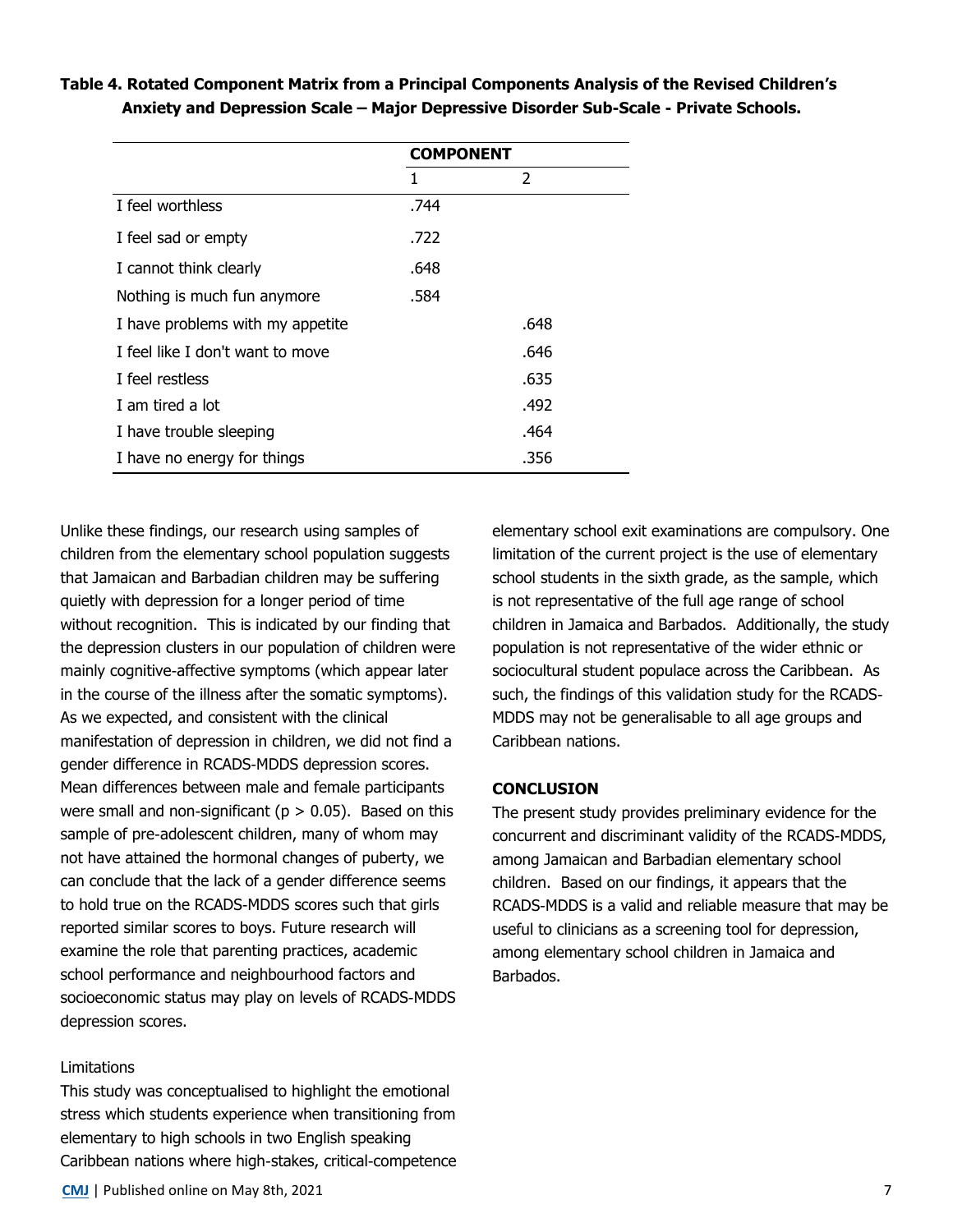**Table 4. Rotated Component Matrix from a Principal Components Analysis of the Revised Children's Anxiety and Depression Scale – Major Depressive Disorder Sub-Scale - Private Schools.**

| | COMPONENT | |
|---|---|---|
| | 1 | 2 |
| I feel worthless | .744 | |
| I feel sad or empty | .722 | |
| I cannot think clearly | .648 | |
| Nothing is much fun anymore | .584 | |
| I have problems with my appetite | | .648 |
| I feel like I don't want to move | | .646 |
| I feel restless | | .635 |
| I am tired a lot | | .492 |
| I have trouble sleeping | | .464 |
| I have no energy for things | | .356 |

Unlike these findings, our research using samples of children from the elementary school population suggests that Jamaican and Barbadian children may be suffering quietly with depression for a longer period of time without recognition. This is indicated by our finding that the depression clusters in our population of children were mainly cognitive-affective symptoms (which appear later in the course of the illness after the somatic symptoms). As we expected, and consistent with the clinical manifestation of depression in children, we did not find a gender difference in RCADS-MDDS depression scores. Mean differences between male and female participants were small and non-significant ($p > 0.05$). Based on this sample of pre-adolescent children, many of whom may not have attained the hormonal changes of puberty, we can conclude that the lack of a gender difference seems to hold true on the RCADS-MDDS scores such that girls reported similar scores to boys. Future research will examine the role that parenting practices, academic school performance and neighbourhood factors and socioeconomic status may play on levels of RCADS-MDDS depression scores.

### Limitations

This study was conceptualised to highlight the emotional stress which students experience when transitioning from elementary to high schools in two English speaking Caribbean nations where high-stakes, critical-competence elementary school exit examinations are compulsory. One limitation of the current project is the use of elementary school students in the sixth grade, as the sample, which is not representative of the full age range of school children in Jamaica and Barbados. Additionally, the study population is not representative of the wider ethnic or sociocultural student populace across the Caribbean. As such, the findings of this validation study for the RCADS-MDDS may not be generalisable to all age groups and Caribbean nations.

## CONCLUSION

The present study provides preliminary evidence for the concurrent and discriminant validity of the RCADS-MDDS, among Jamaican and Barbadian elementary school children. Based on our findings, it appears that the RCADS-MDDS is a valid and reliable measure that may be useful to clinicians as a screening tool for depression, among elementary school children in Jamaica and Barbados.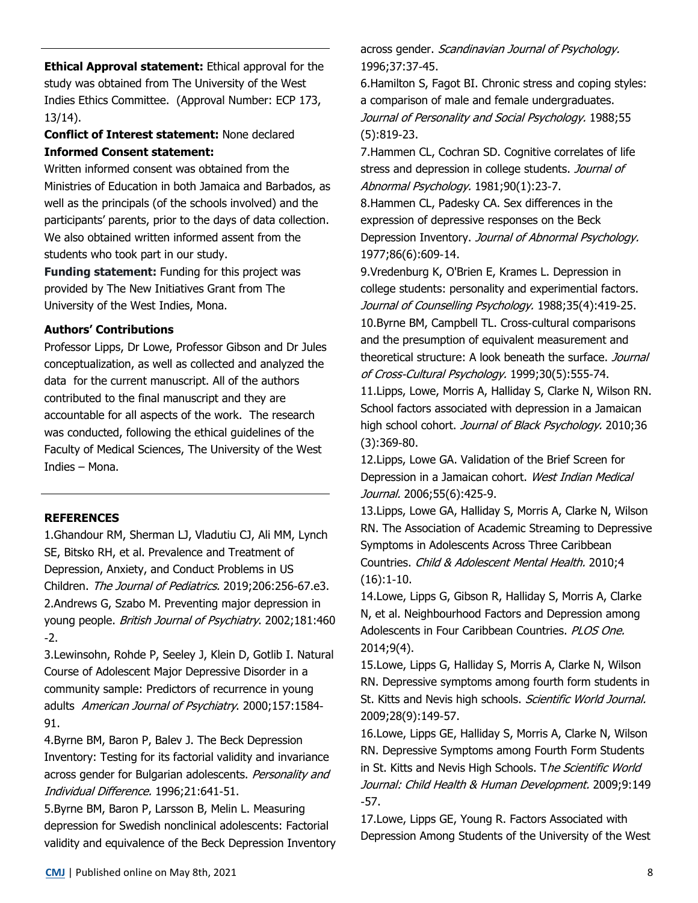**Ethical Approval statement:** Ethical approval for the study was obtained from The University of the West Indies Ethics Committee. (Approval Number: ECP 173, 13/14).

**Conflict of Interest statement:** None declared

**Informed Consent statement:**

Written informed consent was obtained from the Ministries of Education in both Jamaica and Barbados, as well as the principals (of the schools involved) and the participants' parents, prior to the days of data collection. We also obtained written informed assent from the students who took part in our study.

**Funding statement:** Funding for this project was provided by The New Initiatives Grant from The University of the West Indies, Mona.

**Authors' Contributions**

Professor Lipps, Dr Lowe, Professor Gibson and Dr Jules conceptualization, as well as collected and analyzed the data for the current manuscript. All of the authors contributed to the final manuscript and they are accountable for all aspects of the work. The research was conducted, following the ethical guidelines of the Faculty of Medical Sciences, The University of the West Indies – Mona.

**REFERENCES**

1.Ghandour RM, Sherman LJ, Vladutiu CJ, Ali MM, Lynch SE, Bitsko RH, et al. Prevalence and Treatment of Depression, Anxiety, and Conduct Problems in US Children. *The Journal of Pediatrics.* 2019;206:256-67.e3.

2.Andrews G, Szabo M. Preventing major depression in young people. *British Journal of Psychiatry*. 2002;181:460 -2.

3.Lewinsohn, Rohde P, Seeley J, Klein D, Gotlib I. Natural Course of Adolescent Major Depressive Disorder in a community sample: Predictors of recurrence in young adults *American Journal of Psychiatry*. 2000;157:1584-91.

4.Byrne BM, Baron P, Balev J. The Beck Depression Inventory: Testing for its factorial validity and invariance across gender for Bulgarian adolescents. *Personality and Individual Difference.* 1996;21:641-51.

5.Byrne BM, Baron P, Larsson B, Melin L. Measuring depression for Swedish nonclinical adolescents: Factorial validity and equivalence of the Beck Depression Inventory across gender. *Scandinavian Journal of Psychology.* 1996;37:37-45.

6.Hamilton S, Fagot BI. Chronic stress and coping styles: a comparison of male and female undergraduates. *Journal of Personality and Social Psychology.* 1988;55 (5):819-23.

7.Hammen CL, Cochran SD. Cognitive correlates of life stress and depression in college students. *Journal of Abnormal Psychology.* 1981;90(1):23-7.

8.Hammen CL, Padesky CA. Sex differences in the expression of depressive responses on the Beck Depression Inventory. *Journal of Abnormal Psychology.* 1977;86(6):609-14.

9.Vredenburg K, O'Brien E, Krames L. Depression in college students: personality and experimential factors. *Journal of Counselling Psychology.* 1988;35(4):419-25.

10.Byrne BM, Campbell TL. Cross-cultural comparisons and the presumption of equivalent measurement and theoretical structure: A look beneath the surface. *Journal of Cross-Cultural Psychology.* 1999;30(5):555-74.

11.Lipps, Lowe, Morris A, Halliday S, Clarke N, Wilson RN. School factors associated with depression in a Jamaican high school cohort. *Journal of Black Psychology.* 2010;36 (3):369-80.

12.Lipps, Lowe GA. Validation of the Brief Screen for Depression in a Jamaican cohort. *West Indian Medical Journal.* 2006;55(6):425-9.

13.Lipps, Lowe GA, Halliday S, Morris A, Clarke N, Wilson RN. The Association of Academic Streaming to Depressive Symptoms in Adolescents Across Three Caribbean Countries. *Child & Adolescent Mental Health.* 2010;4 (16):1-10.

14.Lowe, Lipps G, Gibson R, Halliday S, Morris A, Clarke N, et al. Neighbourhood Factors and Depression among Adolescents in Four Caribbean Countries. *PLOS One.* 2014;9(4).

15.Lowe, Lipps G, Halliday S, Morris A, Clarke N, Wilson RN. Depressive symptoms among fourth form students in St. Kitts and Nevis high schools. *Scientific World Journal.* 2009;28(9):149-57.

16.Lowe, Lipps GE, Halliday S, Morris A, Clarke N, Wilson RN. Depressive Symptoms among Fourth Form Students in St. Kitts and Nevis High Schools. T*he Scientific World Journal: Child Health & Human Development.* 2009;9:149 -57.

17.Lowe, Lipps GE, Young R. Factors Associated with Depression Among Students of the University of the West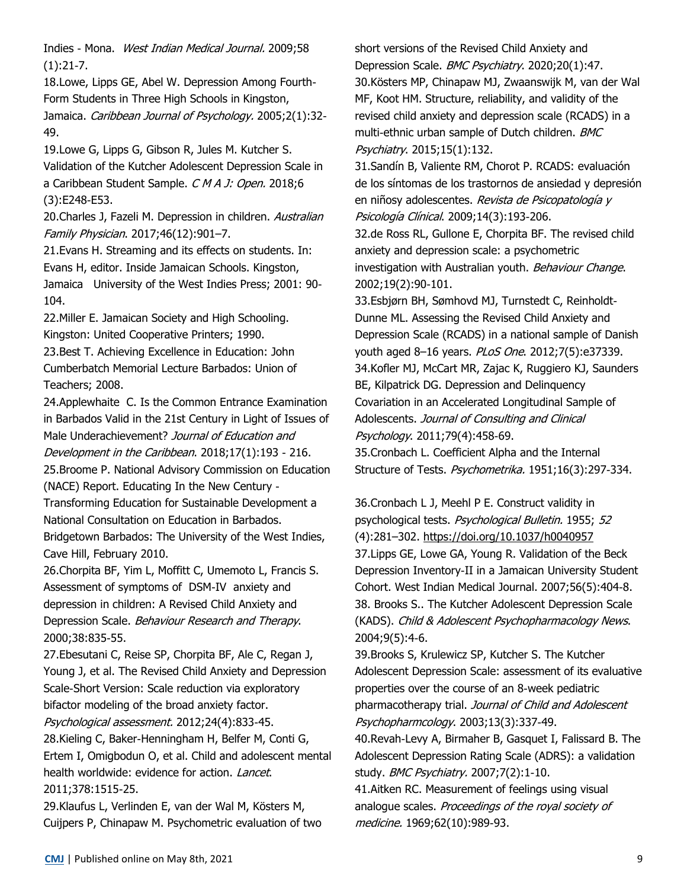Indies - Mona. *West Indian Medical Journal.* 2009;58 (1):21-7.

18.Lowe, Lipps GE, Abel W. Depression Among Fourth-Form Students in Three High Schools in Kingston, Jamaica. *Caribbean Journal of Psychology.* 2005;2(1):32-49.

19.Lowe G, Lipps G, Gibson R, Jules M. Kutcher S. Validation of the Kutcher Adolescent Depression Scale in a Caribbean Student Sample. *C M A J: Open.* 2018;6 (3):E248-E53.

20.Charles J, Fazeli M. Depression in children. *Australian Family Physician*. 2017;46(12):901–7.

21.Evans H. Streaming and its effects on students. In: Evans H, editor. Inside Jamaican Schools. Kingston, Jamaica University of the West Indies Press; 2001: 90-104.

22.Miller E. Jamaican Society and High Schooling. Kingston: United Cooperative Printers; 1990.

23.Best T. Achieving Excellence in Education: John Cumberbatch Memorial Lecture Barbados: Union of Teachers; 2008.

24.Applewhaite C. Is the Common Entrance Examination in Barbados Valid in the 21st Century in Light of Issues of Male Underachievement? *Journal of Education and Development in the Caribbean*. 2018;17(1):193 - 216.

25.Broome P. National Advisory Commission on Education (NACE) Report. Educating In the New Century - Transforming Education for Sustainable Development a National Consultation on Education in Barbados. Bridgetown Barbados: The University of the West Indies, Cave Hill, February 2010.

26.Chorpita BF, Yim L, Moffitt C, Umemoto L, Francis S. Assessment of symptoms of DSM-IV anxiety and depression in children: A Revised Child Anxiety and Depression Scale. *Behaviour Research and Therapy*. 2000;38:835-55.

27.Ebesutani C, Reise SP, Chorpita BF, Ale C, Regan J, Young J, et al. The Revised Child Anxiety and Depression Scale-Short Version: Scale reduction via exploratory bifactor modeling of the broad anxiety factor. *Psychological assessment.* 2012;24(4):833-45.

28.Kieling C, Baker-Henningham H, Belfer M, Conti G, Ertem I, Omigbodun O, et al. Child and adolescent mental health worldwide: evidence for action. *Lancet*. 2011;378:1515-25.

29.Klaufus L, Verlinden E, van der Wal M, Kösters M, Cuijpers P, Chinapaw M. Psychometric evaluation of two short versions of the Revised Child Anxiety and Depression Scale. *BMC Psychiatry*. 2020;20(1):47.

30.Kösters MP, Chinapaw MJ, Zwaanswijk M, van der Wal MF, Koot HM. Structure, reliability, and validity of the revised child anxiety and depression scale (RCADS) in a multi-ethnic urban sample of Dutch children. *BMC Psychiatry*. 2015;15(1):132.

31.Sandín B, Valiente RM, Chorot P. RCADS: evaluación de los síntomas de los trastornos de ansiedad y depresión en niñosy adolescentes. *Revista de Psicopatología y Psicología Clínical*. 2009;14(3):193-206.

32.de Ross RL, Gullone E, Chorpita BF. The revised child anxiety and depression scale: a psychometric investigation with Australian youth. *Behaviour Change*. 2002;19(2):90-101.

33.Esbjørn BH, Sømhovd MJ, Turnstedt C, Reinholdt-Dunne ML. Assessing the Revised Child Anxiety and Depression Scale (RCADS) in a national sample of Danish youth aged 8–16 years. *PLoS One*. 2012;7(5):e37339.

34.Kofler MJ, McCart MR, Zajac K, Ruggiero KJ, Saunders BE, Kilpatrick DG. Depression and Delinquency Covariation in an Accelerated Longitudinal Sample of Adolescents. *Journal of Consulting and Clinical Psychology*. 2011;79(4):458-69.

35.Cronbach L. Coefficient Alpha and the Internal Structure of Tests. *Psychometrika.* 1951;16(3):297-334.

36.Cronbach L J, Meehl P E. Construct validity in psychological tests. *Psychological Bulletin.* 1955; *52* (4):281–302. https://doi.org/10.1037/h0040957

37.Lipps GE, Lowe GA, Young R. Validation of the Beck Depression Inventory-II in a Jamaican University Student Cohort. West Indian Medical Journal. 2007;56(5):404-8.

38. Brooks S.. The Kutcher Adolescent Depression Scale (KADS). *Child & Adolescent Psychopharmacology News*. 2004;9(5):4-6.

39.Brooks S, Krulewicz SP, Kutcher S. The Kutcher Adolescent Depression Scale: assessment of its evaluative properties over the course of an 8-week pediatric pharmacotherapy trial. *Journal of Child and Adolescent Psychopharmcology*. 2003;13(3):337-49.

40.Revah-Levy A, Birmaher B, Gasquet I, Falissard B. The Adolescent Depression Rating Scale (ADRS): a validation study. *BMC Psychiatry.* 2007;7(2):1-10.

41.Aitken RC. Measurement of feelings using visual analogue scales. *Proceedings of the royal society of medicine.* 1969;62(10):989-93.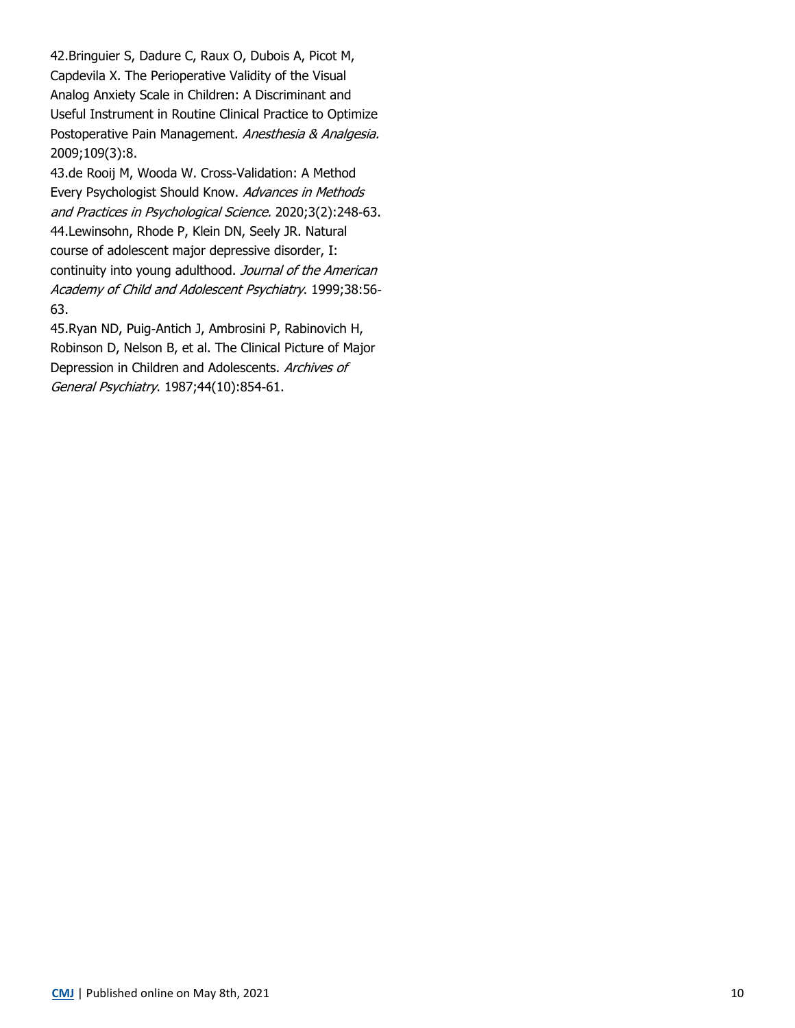42.Bringuier S, Dadure C, Raux O, Dubois A, Picot M, Capdevila X. The Perioperative Validity of the Visual Analog Anxiety Scale in Children: A Discriminant and Useful Instrument in Routine Clinical Practice to Optimize Postoperative Pain Management. *Anesthesia & Analgesia.* 2009;109(3):8.

43.de Rooij M, Wooda W. Cross-Validation: A Method Every Psychologist Should Know. *Advances in Methods and Practices in Psychological Science.* 2020;3(2):248-63.

44.Lewinsohn, Rhode P, Klein DN, Seely JR. Natural course of adolescent major depressive disorder, I: continuity into young adulthood. *Journal of the American Academy of Child and Adolescent Psychiatry*. 1999;38:56-63.

45.Ryan ND, Puig-Antich J, Ambrosini P, Rabinovich H, Robinson D, Nelson B, et al. The Clinical Picture of Major Depression in Children and Adolescents. *Archives of General Psychiatry*. 1987;44(10):854-61.